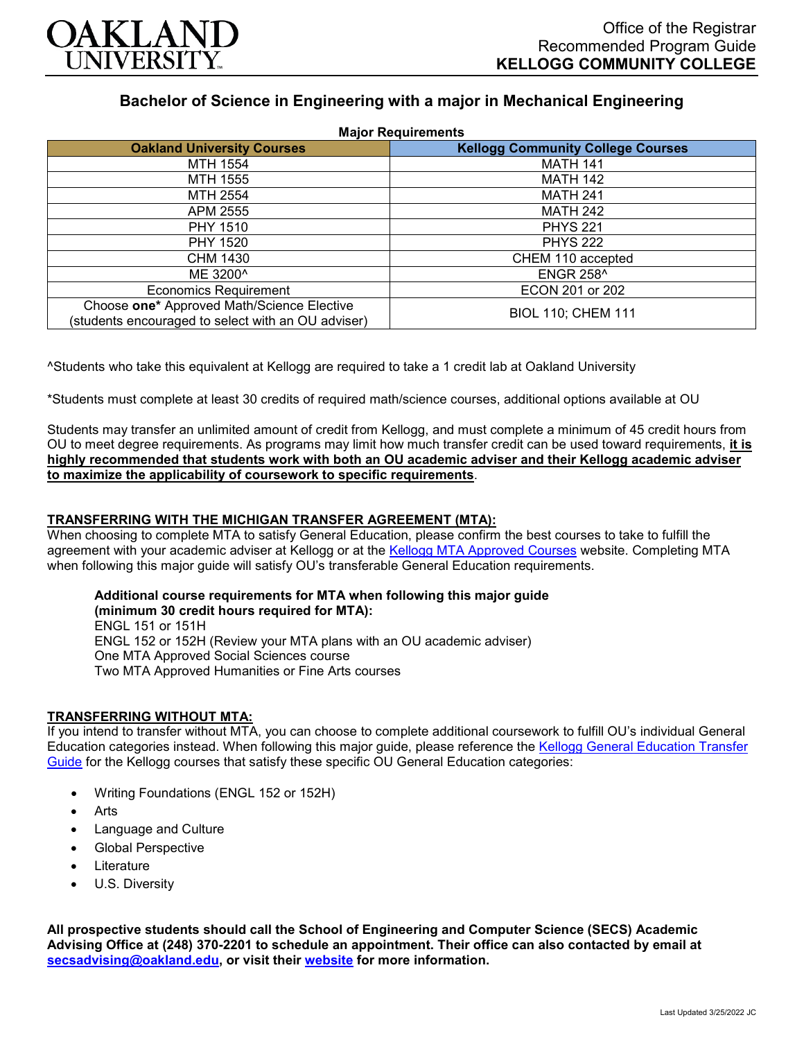# Office of the Registrar
## Recommended Program Guide
## KELLOGG COMMUNITY COLLEGE

# Bachelor of Science in Engineering with a major in Mechanical Engineering

**Major Requirements**

| Oakland University Courses | Kellogg Community College Courses |
|---|---|
| MTH 1554 | MATH 141 |
| MTH 1555 | MATH 142 |
| MTH 2554 | MATH 241 |
| APM 2555 | MATH 242 |
| PHY 1510 | PHYS 221 |
| PHY 1520 | PHYS 222 |
| CHM 1430 | CHEM 110 accepted |
| ME 3200^ | ENGR 258^ |
| Economics Requirement | ECON 201 or 202 |
| Choose **one*** Approved Math/Science Elective (students encouraged to select with an OU adviser) | BIOL 110; CHEM 111 |

^Students who take this equivalent at Kellogg are required to take a 1 credit lab at Oakland University

*Students must complete at least 30 credits of required math/science courses, additional options available at OU

Students may transfer an unlimited amount of credit from Kellogg, and must complete a minimum of 45 credit hours from OU to meet degree requirements. As programs may limit how much transfer credit can be used toward requirements, **it is highly recommended that students work with both an OU academic adviser and their Kellogg academic adviser to maximize the applicability of coursework to specific requirements**.

### TRANSFERRING WITH THE MICHIGAN TRANSFER AGREEMENT (MTA):

When choosing to complete MTA to satisfy General Education, please confirm the best courses to take to fulfill the agreement with your academic adviser at Kellogg or at the Kellogg MTA Approved Courses website. Completing MTA when following this major guide will satisfy OU's transferable General Education requirements.

**Additional course requirements for MTA when following this major guide (minimum 30 credit hours required for MTA):**
ENGL 151 or 151H
ENGL 152 or 152H (Review your MTA plans with an OU academic adviser)
One MTA Approved Social Sciences course
Two MTA Approved Humanities or Fine Arts courses

### TRANSFERRING WITHOUT MTA:

If you intend to transfer without MTA, you can choose to complete additional coursework to fulfill OU's individual General Education categories instead. When following this major guide, please reference the Kellogg General Education Transfer Guide for the Kellogg courses that satisfy these specific OU General Education categories:

- Writing Foundations (ENGL 152 or 152H)
- Arts
- Language and Culture
- Global Perspective
- Literature
- U.S. Diversity

**All prospective students should call the School of Engineering and Computer Science (SECS) Academic Advising Office at (248) 370-2201 to schedule an appointment. Their office can also contacted by email at secsadvising@oakland.edu, or visit their website for more information.**

Last Updated 3/25/2022 JC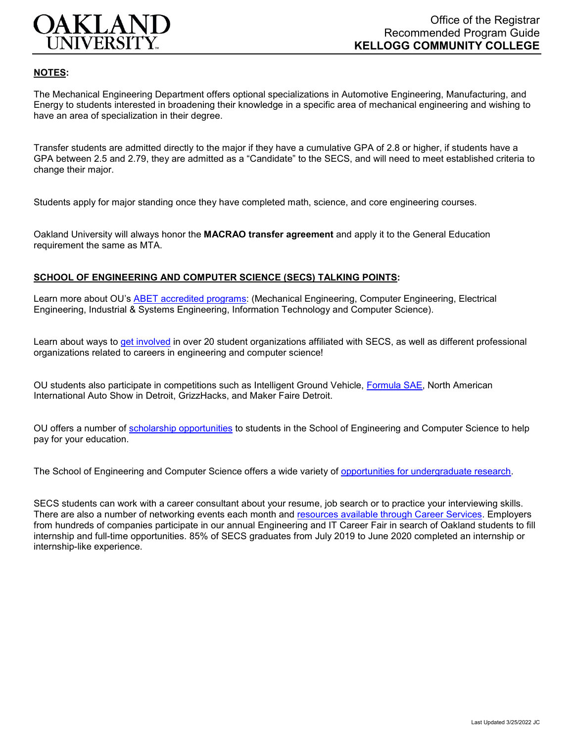## **NOTES:**

The Mechanical Engineering Department offers optional specializations in Automotive Engineering, Manufacturing, and Energy to students interested in broadening their knowledge in a specific area of mechanical engineering and wishing to have an area of specialization in their degree.

Transfer students are admitted directly to the major if they have a cumulative GPA of 2.8 or higher, if students have a GPA between 2.5 and 2.79, they are admitted as a "Candidate" to the SECS, and will need to meet established criteria to change their major.

Students apply for major standing once they have completed math, science, and core engineering courses.

Oakland University will always honor the **MACRAO transfer agreement** and apply it to the General Education requirement the same as MTA.

## **SCHOOL OF ENGINEERING AND COMPUTER SCIENCE (SECS) TALKING POINTS:**

Learn more about OU's ABET accredited programs: (Mechanical Engineering, Computer Engineering, Electrical Engineering, Industrial & Systems Engineering, Information Technology and Computer Science).

Learn about ways to get involved in over 20 student organizations affiliated with SECS, as well as different professional organizations related to careers in engineering and computer science!

OU students also participate in competitions such as Intelligent Ground Vehicle, Formula SAE, North American International Auto Show in Detroit, GrizzHacks, and Maker Faire Detroit.

OU offers a number of scholarship opportunities to students in the School of Engineering and Computer Science to help pay for your education.

The School of Engineering and Computer Science offers a wide variety of opportunities for undergraduate research.

SECS students can work with a career consultant about your resume, job search or to practice your interviewing skills. There are also a number of networking events each month and resources available through Career Services. Employers from hundreds of companies participate in our annual Engineering and IT Career Fair in search of Oakland students to fill internship and full-time opportunities. 85% of SECS graduates from July 2019 to June 2020 completed an internship or internship-like experience.